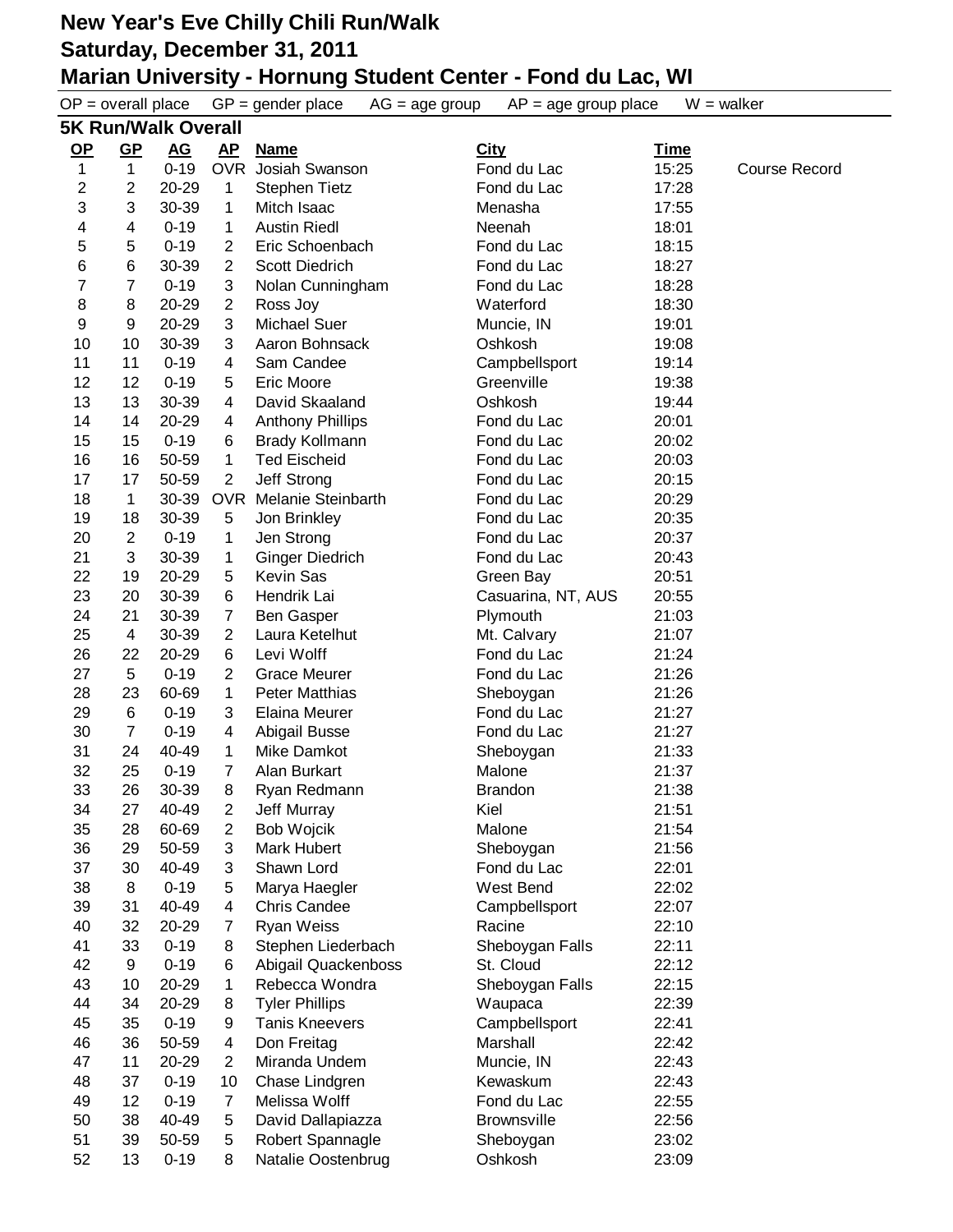# New Year's Eve Chilly Chili Run/Walk
## Saturday, December 31, 2011
## Marian University - Hornung Student Center - Fond du Lac, WI

OP = overall place GP = gender place AG = age group AP = age group place W = walker

### 5K Run/Walk Overall

| OP | GP | AG | AP | Name | City | Time | |
|---|---|---|---|---|---|---|---|
| 1 | 1 | 0-19 | OVR | Josiah Swanson | Fond du Lac | 15:25 | Course Record |
| 2 | 2 | 20-29 | 1 | Stephen Tietz | Fond du Lac | 17:28 | |
| 3 | 3 | 30-39 | 1 | Mitch Isaac | Menasha | 17:55 | |
| 4 | 4 | 0-19 | 1 | Austin Riedl | Neenah | 18:01 | |
| 5 | 5 | 0-19 | 2 | Eric Schoenbach | Fond du Lac | 18:15 | |
| 6 | 6 | 30-39 | 2 | Scott Diedrich | Fond du Lac | 18:27 | |
| 7 | 7 | 0-19 | 3 | Nolan Cunningham | Fond du Lac | 18:28 | |
| 8 | 8 | 20-29 | 2 | Ross Joy | Waterford | 18:30 | |
| 9 | 9 | 20-29 | 3 | Michael Suer | Muncie, IN | 19:01 | |
| 10 | 10 | 30-39 | 3 | Aaron Bohnsack | Oshkosh | 19:08 | |
| 11 | 11 | 0-19 | 4 | Sam Candee | Campbellsport | 19:14 | |
| 12 | 12 | 0-19 | 5 | Eric Moore | Greenville | 19:38 | |
| 13 | 13 | 30-39 | 4 | David Skaaland | Oshkosh | 19:44 | |
| 14 | 14 | 20-29 | 4 | Anthony Phillips | Fond du Lac | 20:01 | |
| 15 | 15 | 0-19 | 6 | Brady Kollmann | Fond du Lac | 20:02 | |
| 16 | 16 | 50-59 | 1 | Ted Eischeid | Fond du Lac | 20:03 | |
| 17 | 17 | 50-59 | 2 | Jeff Strong | Fond du Lac | 20:15 | |
| 18 | 1 | 30-39 | OVR | Melanie Steinbarth | Fond du Lac | 20:29 | |
| 19 | 18 | 30-39 | 5 | Jon Brinkley | Fond du Lac | 20:35 | |
| 20 | 2 | 0-19 | 1 | Jen Strong | Fond du Lac | 20:37 | |
| 21 | 3 | 30-39 | 1 | Ginger Diedrich | Fond du Lac | 20:43 | |
| 22 | 19 | 20-29 | 5 | Kevin Sas | Green Bay | 20:51 | |
| 23 | 20 | 30-39 | 6 | Hendrik Lai | Casuarina, NT, AUS | 20:55 | |
| 24 | 21 | 30-39 | 7 | Ben Gasper | Plymouth | 21:03 | |
| 25 | 4 | 30-39 | 2 | Laura Ketelhut | Mt. Calvary | 21:07 | |
| 26 | 22 | 20-29 | 6 | Levi Wolff | Fond du Lac | 21:24 | |
| 27 | 5 | 0-19 | 2 | Grace Meurer | Fond du Lac | 21:26 | |
| 28 | 23 | 60-69 | 1 | Peter Matthias | Sheboygan | 21:26 | |
| 29 | 6 | 0-19 | 3 | Elaina Meurer | Fond du Lac | 21:27 | |
| 30 | 7 | 0-19 | 4 | Abigail Busse | Fond du Lac | 21:27 | |
| 31 | 24 | 40-49 | 1 | Mike Damkot | Sheboygan | 21:33 | |
| 32 | 25 | 0-19 | 7 | Alan Burkart | Malone | 21:37 | |
| 33 | 26 | 30-39 | 8 | Ryan Redmann | Brandon | 21:38 | |
| 34 | 27 | 40-49 | 2 | Jeff Murray | Kiel | 21:51 | |
| 35 | 28 | 60-69 | 2 | Bob Wojcik | Malone | 21:54 | |
| 36 | 29 | 50-59 | 3 | Mark Hubert | Sheboygan | 21:56 | |
| 37 | 30 | 40-49 | 3 | Shawn Lord | Fond du Lac | 22:01 | |
| 38 | 8 | 0-19 | 5 | Marya Haegler | West Bend | 22:02 | |
| 39 | 31 | 40-49 | 4 | Chris Candee | Campbellsport | 22:07 | |
| 40 | 32 | 20-29 | 7 | Ryan Weiss | Racine | 22:10 | |
| 41 | 33 | 0-19 | 8 | Stephen Liederbach | Sheboygan Falls | 22:11 | |
| 42 | 9 | 0-19 | 6 | Abigail Quackenboss | St. Cloud | 22:12 | |
| 43 | 10 | 20-29 | 1 | Rebecca Wondra | Sheboygan Falls | 22:15 | |
| 44 | 34 | 20-29 | 8 | Tyler Phillips | Waupaca | 22:39 | |
| 45 | 35 | 0-19 | 9 | Tanis Kneevers | Campbellsport | 22:41 | |
| 46 | 36 | 50-59 | 4 | Don Freitag | Marshall | 22:42 | |
| 47 | 11 | 20-29 | 2 | Miranda Undem | Muncie, IN | 22:43 | |
| 48 | 37 | 0-19 | 10 | Chase Lindgren | Kewaskum | 22:43 | |
| 49 | 12 | 0-19 | 7 | Melissa Wolff | Fond du Lac | 22:55 | |
| 50 | 38 | 40-49 | 5 | David Dallapiazza | Brownsville | 22:56 | |
| 51 | 39 | 50-59 | 5 | Robert Spannagle | Sheboygan | 23:02 | |
| 52 | 13 | 0-19 | 8 | Natalie Oostenbrug | Oshkosh | 23:09 | |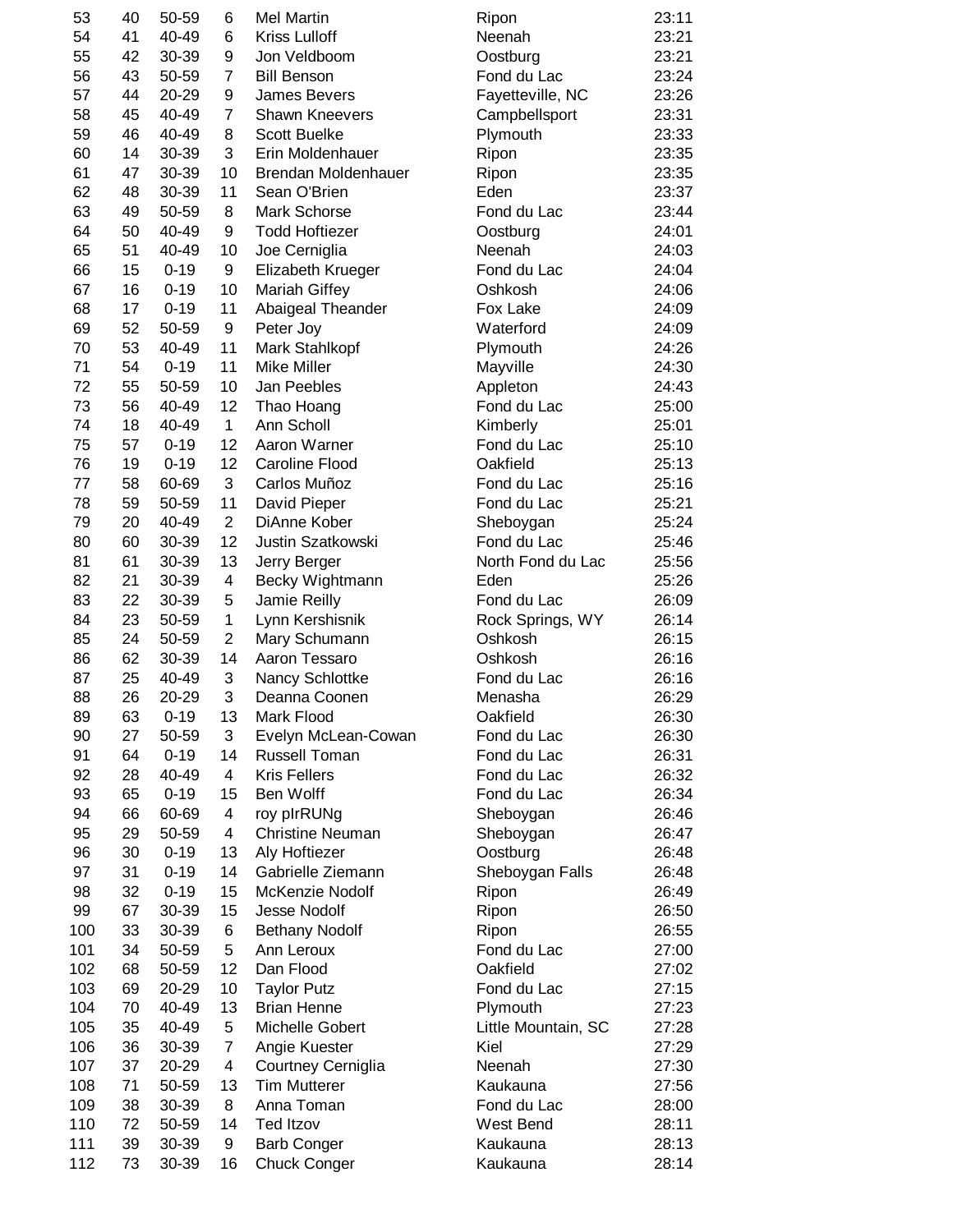| | | | | | | |
|---|---|---|---|---|---|---|
| 53 | 40 | 50-59 | 6 | Mel Martin | Ripon | 23:11 |
| 54 | 41 | 40-49 | 6 | Kriss Lulloff | Neenah | 23:21 |
| 55 | 42 | 30-39 | 9 | Jon Veldboom | Oostburg | 23:21 |
| 56 | 43 | 50-59 | 7 | Bill Benson | Fond du Lac | 23:24 |
| 57 | 44 | 20-29 | 9 | James Bevers | Fayetteville, NC | 23:26 |
| 58 | 45 | 40-49 | 7 | Shawn Kneevers | Campbellsport | 23:31 |
| 59 | 46 | 40-49 | 8 | Scott Buelke | Plymouth | 23:33 |
| 60 | 14 | 30-39 | 3 | Erin Moldenhauer | Ripon | 23:35 |
| 61 | 47 | 30-39 | 10 | Brendan Moldenhauer | Ripon | 23:35 |
| 62 | 48 | 30-39 | 11 | Sean O'Brien | Eden | 23:37 |
| 63 | 49 | 50-59 | 8 | Mark Schorse | Fond du Lac | 23:44 |
| 64 | 50 | 40-49 | 9 | Todd Hoftiezer | Oostburg | 24:01 |
| 65 | 51 | 40-49 | 10 | Joe Cerniglia | Neenah | 24:03 |
| 66 | 15 | 0-19 | 9 | Elizabeth Krueger | Fond du Lac | 24:04 |
| 67 | 16 | 0-19 | 10 | Mariah Giffey | Oshkosh | 24:06 |
| 68 | 17 | 0-19 | 11 | Abaigeal Theander | Fox Lake | 24:09 |
| 69 | 52 | 50-59 | 9 | Peter Joy | Waterford | 24:09 |
| 70 | 53 | 40-49 | 11 | Mark Stahlkopf | Plymouth | 24:26 |
| 71 | 54 | 0-19 | 11 | Mike Miller | Mayville | 24:30 |
| 72 | 55 | 50-59 | 10 | Jan Peebles | Appleton | 24:43 |
| 73 | 56 | 40-49 | 12 | Thao Hoang | Fond du Lac | 25:00 |
| 74 | 18 | 40-49 | 1 | Ann Scholl | Kimberly | 25:01 |
| 75 | 57 | 0-19 | 12 | Aaron Warner | Fond du Lac | 25:10 |
| 76 | 19 | 0-19 | 12 | Caroline Flood | Oakfield | 25:13 |
| 77 | 58 | 60-69 | 3 | Carlos Muñoz | Fond du Lac | 25:16 |
| 78 | 59 | 50-59 | 11 | David Pieper | Fond du Lac | 25:21 |
| 79 | 20 | 40-49 | 2 | DiAnne Kober | Sheboygan | 25:24 |
| 80 | 60 | 30-39 | 12 | Justin Szatkowski | Fond du Lac | 25:46 |
| 81 | 61 | 30-39 | 13 | Jerry Berger | North Fond du Lac | 25:56 |
| 82 | 21 | 30-39 | 4 | Becky Wightmann | Eden | 25:26 |
| 83 | 22 | 30-39 | 5 | Jamie Reilly | Fond du Lac | 26:09 |
| 84 | 23 | 50-59 | 1 | Lynn Kershisnik | Rock Springs, WY | 26:14 |
| 85 | 24 | 50-59 | 2 | Mary Schumann | Oshkosh | 26:15 |
| 86 | 62 | 30-39 | 14 | Aaron Tessaro | Oshkosh | 26:16 |
| 87 | 25 | 40-49 | 3 | Nancy Schlottke | Fond du Lac | 26:16 |
| 88 | 26 | 20-29 | 3 | Deanna Coonen | Menasha | 26:29 |
| 89 | 63 | 0-19 | 13 | Mark Flood | Oakfield | 26:30 |
| 90 | 27 | 50-59 | 3 | Evelyn McLean-Cowan | Fond du Lac | 26:30 |
| 91 | 64 | 0-19 | 14 | Russell Toman | Fond du Lac | 26:31 |
| 92 | 28 | 40-49 | 4 | Kris Fellers | Fond du Lac | 26:32 |
| 93 | 65 | 0-19 | 15 | Ben Wolff | Fond du Lac | 26:34 |
| 94 | 66 | 60-69 | 4 | roy plrRUNg | Sheboygan | 26:46 |
| 95 | 29 | 50-59 | 4 | Christine Neuman | Sheboygan | 26:47 |
| 96 | 30 | 0-19 | 13 | Aly Hoftiezer | Oostburg | 26:48 |
| 97 | 31 | 0-19 | 14 | Gabrielle Ziemann | Sheboygan Falls | 26:48 |
| 98 | 32 | 0-19 | 15 | McKenzie Nodolf | Ripon | 26:49 |
| 99 | 67 | 30-39 | 15 | Jesse Nodolf | Ripon | 26:50 |
| 100 | 33 | 30-39 | 6 | Bethany Nodolf | Ripon | 26:55 |
| 101 | 34 | 50-59 | 5 | Ann Leroux | Fond du Lac | 27:00 |
| 102 | 68 | 50-59 | 12 | Dan Flood | Oakfield | 27:02 |
| 103 | 69 | 20-29 | 10 | Taylor Putz | Fond du Lac | 27:15 |
| 104 | 70 | 40-49 | 13 | Brian Henne | Plymouth | 27:23 |
| 105 | 35 | 40-49 | 5 | Michelle Gobert | Little Mountain, SC | 27:28 |
| 106 | 36 | 30-39 | 7 | Angie Kuester | Kiel | 27:29 |
| 107 | 37 | 20-29 | 4 | Courtney Cerniglia | Neenah | 27:30 |
| 108 | 71 | 50-59 | 13 | Tim Mutterer | Kaukauna | 27:56 |
| 109 | 38 | 30-39 | 8 | Anna Toman | Fond du Lac | 28:00 |
| 110 | 72 | 50-59 | 14 | Ted Itzov | West Bend | 28:11 |
| 111 | 39 | 30-39 | 9 | Barb Conger | Kaukauna | 28:13 |
| 112 | 73 | 30-39 | 16 | Chuck Conger | Kaukauna | 28:14 |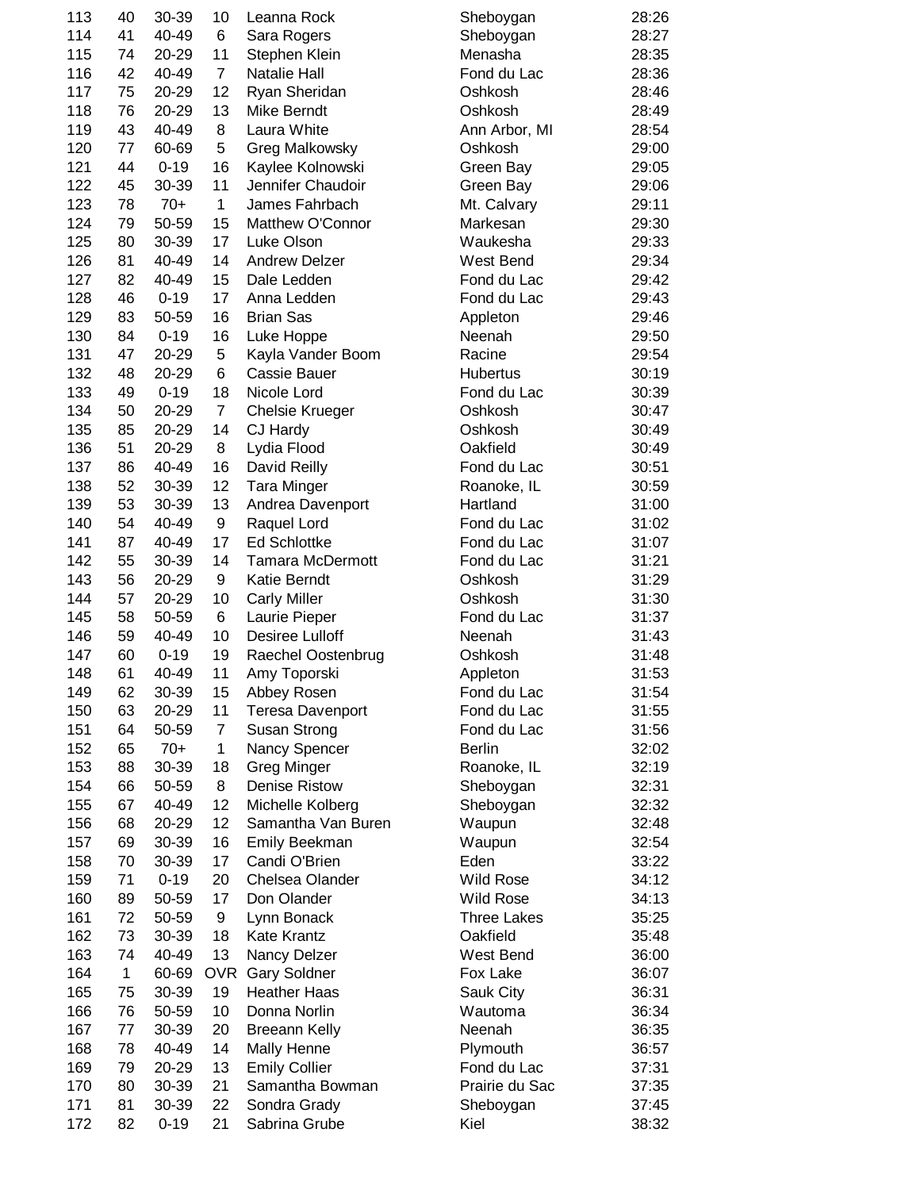| | | | | | | |
|---|---|---|---|---|---|---|
| 113 | 40 | 30-39 | 10 | Leanna Rock | Sheboygan | 28:26 |
| 114 | 41 | 40-49 | 6 | Sara Rogers | Sheboygan | 28:27 |
| 115 | 74 | 20-29 | 11 | Stephen Klein | Menasha | 28:35 |
| 116 | 42 | 40-49 | 7 | Natalie Hall | Fond du Lac | 28:36 |
| 117 | 75 | 20-29 | 12 | Ryan Sheridan | Oshkosh | 28:46 |
| 118 | 76 | 20-29 | 13 | Mike Berndt | Oshkosh | 28:49 |
| 119 | 43 | 40-49 | 8 | Laura White | Ann Arbor, MI | 28:54 |
| 120 | 77 | 60-69 | 5 | Greg Malkowsky | Oshkosh | 29:00 |
| 121 | 44 | 0-19 | 16 | Kaylee Kolnowski | Green Bay | 29:05 |
| 122 | 45 | 30-39 | 11 | Jennifer Chaudoir | Green Bay | 29:06 |
| 123 | 78 | 70+ | 1 | James Fahrbach | Mt. Calvary | 29:11 |
| 124 | 79 | 50-59 | 15 | Matthew O'Connor | Markesan | 29:30 |
| 125 | 80 | 30-39 | 17 | Luke Olson | Waukesha | 29:33 |
| 126 | 81 | 40-49 | 14 | Andrew Delzer | West Bend | 29:34 |
| 127 | 82 | 40-49 | 15 | Dale Ledden | Fond du Lac | 29:42 |
| 128 | 46 | 0-19 | 17 | Anna Ledden | Fond du Lac | 29:43 |
| 129 | 83 | 50-59 | 16 | Brian Sas | Appleton | 29:46 |
| 130 | 84 | 0-19 | 16 | Luke Hoppe | Neenah | 29:50 |
| 131 | 47 | 20-29 | 5 | Kayla Vander Boom | Racine | 29:54 |
| 132 | 48 | 20-29 | 6 | Cassie Bauer | Hubertus | 30:19 |
| 133 | 49 | 0-19 | 18 | Nicole Lord | Fond du Lac | 30:39 |
| 134 | 50 | 20-29 | 7 | Chelsie Krueger | Oshkosh | 30:47 |
| 135 | 85 | 20-29 | 14 | CJ Hardy | Oshkosh | 30:49 |
| 136 | 51 | 20-29 | 8 | Lydia Flood | Oakfield | 30:49 |
| 137 | 86 | 40-49 | 16 | David Reilly | Fond du Lac | 30:51 |
| 138 | 52 | 30-39 | 12 | Tara Minger | Roanoke, IL | 30:59 |
| 139 | 53 | 30-39 | 13 | Andrea Davenport | Hartland | 31:00 |
| 140 | 54 | 40-49 | 9 | Raquel Lord | Fond du Lac | 31:02 |
| 141 | 87 | 40-49 | 17 | Ed Schlottke | Fond du Lac | 31:07 |
| 142 | 55 | 30-39 | 14 | Tamara McDermott | Fond du Lac | 31:21 |
| 143 | 56 | 20-29 | 9 | Katie Berndt | Oshkosh | 31:29 |
| 144 | 57 | 20-29 | 10 | Carly Miller | Oshkosh | 31:30 |
| 145 | 58 | 50-59 | 6 | Laurie Pieper | Fond du Lac | 31:37 |
| 146 | 59 | 40-49 | 10 | Desiree Lulloff | Neenah | 31:43 |
| 147 | 60 | 0-19 | 19 | Raechel Oostenbrug | Oshkosh | 31:48 |
| 148 | 61 | 40-49 | 11 | Amy Toporski | Appleton | 31:53 |
| 149 | 62 | 30-39 | 15 | Abbey Rosen | Fond du Lac | 31:54 |
| 150 | 63 | 20-29 | 11 | Teresa Davenport | Fond du Lac | 31:55 |
| 151 | 64 | 50-59 | 7 | Susan Strong | Fond du Lac | 31:56 |
| 152 | 65 | 70+ | 1 | Nancy Spencer | Berlin | 32:02 |
| 153 | 88 | 30-39 | 18 | Greg Minger | Roanoke, IL | 32:19 |
| 154 | 66 | 50-59 | 8 | Denise Ristow | Sheboygan | 32:31 |
| 155 | 67 | 40-49 | 12 | Michelle Kolberg | Sheboygan | 32:32 |
| 156 | 68 | 20-29 | 12 | Samantha Van Buren | Waupun | 32:48 |
| 157 | 69 | 30-39 | 16 | Emily Beekman | Waupun | 32:54 |
| 158 | 70 | 30-39 | 17 | Candi O'Brien | Eden | 33:22 |
| 159 | 71 | 0-19 | 20 | Chelsea Olander | Wild Rose | 34:12 |
| 160 | 89 | 50-59 | 17 | Don Olander | Wild Rose | 34:13 |
| 161 | 72 | 50-59 | 9 | Lynn Bonack | Three Lakes | 35:25 |
| 162 | 73 | 30-39 | 18 | Kate Krantz | Oakfield | 35:48 |
| 163 | 74 | 40-49 | 13 | Nancy Delzer | West Bend | 36:00 |
| 164 | 1 | 60-69 | OVR | Gary Soldner | Fox Lake | 36:07 |
| 165 | 75 | 30-39 | 19 | Heather Haas | Sauk City | 36:31 |
| 166 | 76 | 50-59 | 10 | Donna Norlin | Wautoma | 36:34 |
| 167 | 77 | 30-39 | 20 | Breeann Kelly | Neenah | 36:35 |
| 168 | 78 | 40-49 | 14 | Mally Henne | Plymouth | 36:57 |
| 169 | 79 | 20-29 | 13 | Emily Collier | Fond du Lac | 37:31 |
| 170 | 80 | 30-39 | 21 | Samantha Bowman | Prairie du Sac | 37:35 |
| 171 | 81 | 30-39 | 22 | Sondra Grady | Sheboygan | 37:45 |
| 172 | 82 | 0-19 | 21 | Sabrina Grube | Kiel | 38:32 |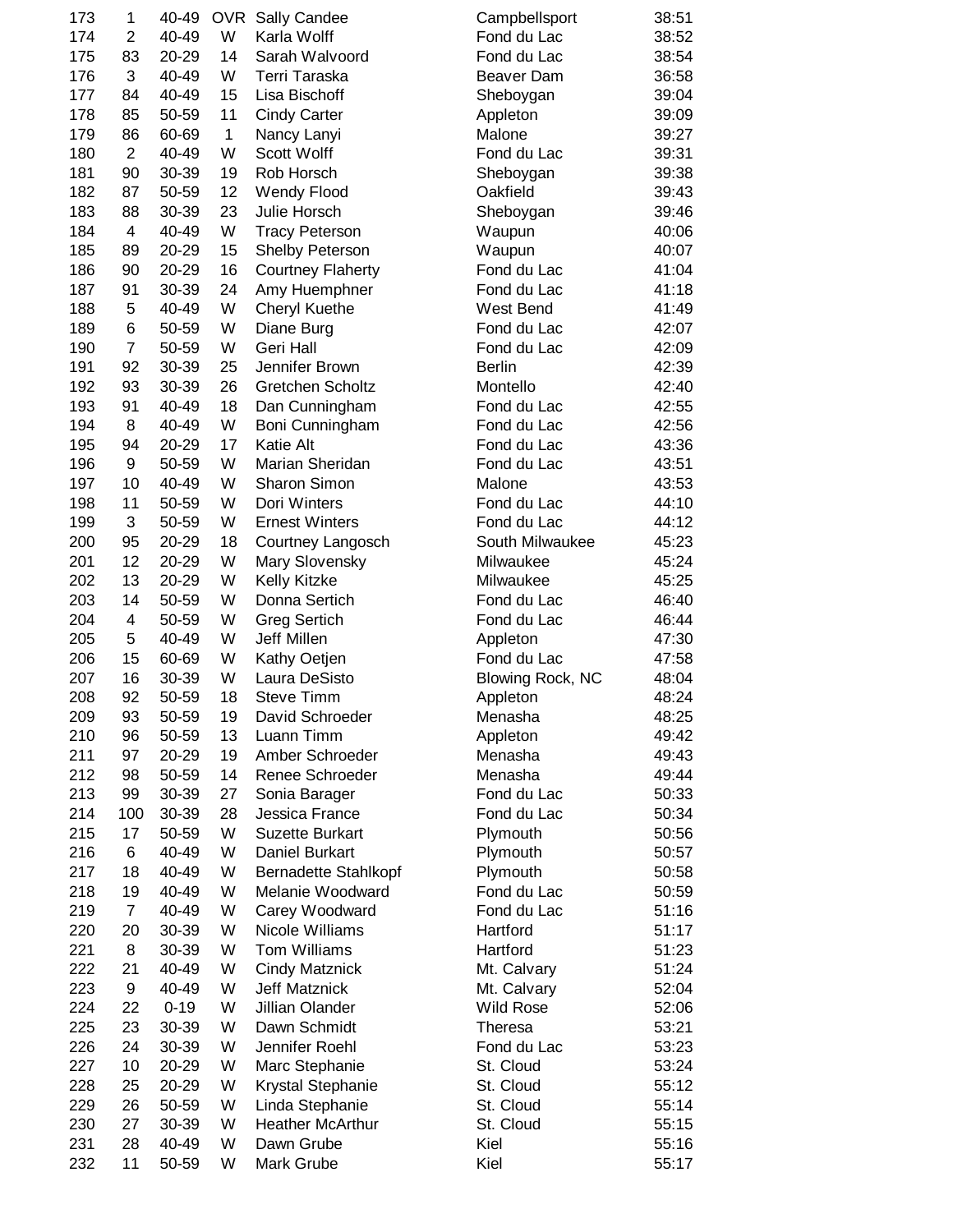| | | | | | | |
|---|---|---|---|---|---|---|
| 173 | 1 | 40-49 | OVR | Sally Candee | Campbellsport | 38:51 |
| 174 | 2 | 40-49 | W | Karla Wolff | Fond du Lac | 38:52 |
| 175 | 83 | 20-29 | 14 | Sarah Walvoord | Fond du Lac | 38:54 |
| 176 | 3 | 40-49 | W | Terri Taraska | Beaver Dam | 36:58 |
| 177 | 84 | 40-49 | 15 | Lisa Bischoff | Sheboygan | 39:04 |
| 178 | 85 | 50-59 | 11 | Cindy Carter | Appleton | 39:09 |
| 179 | 86 | 60-69 | 1 | Nancy Lanyi | Malone | 39:27 |
| 180 | 2 | 40-49 | W | Scott Wolff | Fond du Lac | 39:31 |
| 181 | 90 | 30-39 | 19 | Rob Horsch | Sheboygan | 39:38 |
| 182 | 87 | 50-59 | 12 | Wendy Flood | Oakfield | 39:43 |
| 183 | 88 | 30-39 | 23 | Julie Horsch | Sheboygan | 39:46 |
| 184 | 4 | 40-49 | W | Tracy Peterson | Waupun | 40:06 |
| 185 | 89 | 20-29 | 15 | Shelby Peterson | Waupun | 40:07 |
| 186 | 90 | 20-29 | 16 | Courtney Flaherty | Fond du Lac | 41:04 |
| 187 | 91 | 30-39 | 24 | Amy Huemphner | Fond du Lac | 41:18 |
| 188 | 5 | 40-49 | W | Cheryl Kuethe | West Bend | 41:49 |
| 189 | 6 | 50-59 | W | Diane Burg | Fond du Lac | 42:07 |
| 190 | 7 | 50-59 | W | Geri Hall | Fond du Lac | 42:09 |
| 191 | 92 | 30-39 | 25 | Jennifer Brown | Berlin | 42:39 |
| 192 | 93 | 30-39 | 26 | Gretchen Scholtz | Montello | 42:40 |
| 193 | 91 | 40-49 | 18 | Dan Cunningham | Fond du Lac | 42:55 |
| 194 | 8 | 40-49 | W | Boni Cunningham | Fond du Lac | 42:56 |
| 195 | 94 | 20-29 | 17 | Katie Alt | Fond du Lac | 43:36 |
| 196 | 9 | 50-59 | W | Marian Sheridan | Fond du Lac | 43:51 |
| 197 | 10 | 40-49 | W | Sharon Simon | Malone | 43:53 |
| 198 | 11 | 50-59 | W | Dori Winters | Fond du Lac | 44:10 |
| 199 | 3 | 50-59 | W | Ernest Winters | Fond du Lac | 44:12 |
| 200 | 95 | 20-29 | 18 | Courtney Langosch | South Milwaukee | 45:23 |
| 201 | 12 | 20-29 | W | Mary Slovensky | Milwaukee | 45:24 |
| 202 | 13 | 20-29 | W | Kelly Kitzke | Milwaukee | 45:25 |
| 203 | 14 | 50-59 | W | Donna Sertich | Fond du Lac | 46:40 |
| 204 | 4 | 50-59 | W | Greg Sertich | Fond du Lac | 46:44 |
| 205 | 5 | 40-49 | W | Jeff Millen | Appleton | 47:30 |
| 206 | 15 | 60-69 | W | Kathy Oetjen | Fond du Lac | 47:58 |
| 207 | 16 | 30-39 | W | Laura DeSisto | Blowing Rock, NC | 48:04 |
| 208 | 92 | 50-59 | 18 | Steve Timm | Appleton | 48:24 |
| 209 | 93 | 50-59 | 19 | David Schroeder | Menasha | 48:25 |
| 210 | 96 | 50-59 | 13 | Luann Timm | Appleton | 49:42 |
| 211 | 97 | 20-29 | 19 | Amber Schroeder | Menasha | 49:43 |
| 212 | 98 | 50-59 | 14 | Renee Schroeder | Menasha | 49:44 |
| 213 | 99 | 30-39 | 27 | Sonia Barager | Fond du Lac | 50:33 |
| 214 | 100 | 30-39 | 28 | Jessica France | Fond du Lac | 50:34 |
| 215 | 17 | 50-59 | W | Suzette Burkart | Plymouth | 50:56 |
| 216 | 6 | 40-49 | W | Daniel Burkart | Plymouth | 50:57 |
| 217 | 18 | 40-49 | W | Bernadette Stahlkopf | Plymouth | 50:58 |
| 218 | 19 | 40-49 | W | Melanie Woodward | Fond du Lac | 50:59 |
| 219 | 7 | 40-49 | W | Carey Woodward | Fond du Lac | 51:16 |
| 220 | 20 | 30-39 | W | Nicole Williams | Hartford | 51:17 |
| 221 | 8 | 30-39 | W | Tom Williams | Hartford | 51:23 |
| 222 | 21 | 40-49 | W | Cindy Matznick | Mt. Calvary | 51:24 |
| 223 | 9 | 40-49 | W | Jeff Matznick | Mt. Calvary | 52:04 |
| 224 | 22 | 0-19 | W | Jillian Olander | Wild Rose | 52:06 |
| 225 | 23 | 30-39 | W | Dawn Schmidt | Theresa | 53:21 |
| 226 | 24 | 30-39 | W | Jennifer Roehl | Fond du Lac | 53:23 |
| 227 | 10 | 20-29 | W | Marc Stephanie | St. Cloud | 53:24 |
| 228 | 25 | 20-29 | W | Krystal Stephanie | St. Cloud | 55:12 |
| 229 | 26 | 50-59 | W | Linda Stephanie | St. Cloud | 55:14 |
| 230 | 27 | 30-39 | W | Heather McArthur | St. Cloud | 55:15 |
| 231 | 28 | 40-49 | W | Dawn Grube | Kiel | 55:16 |
| 232 | 11 | 50-59 | W | Mark Grube | Kiel | 55:17 |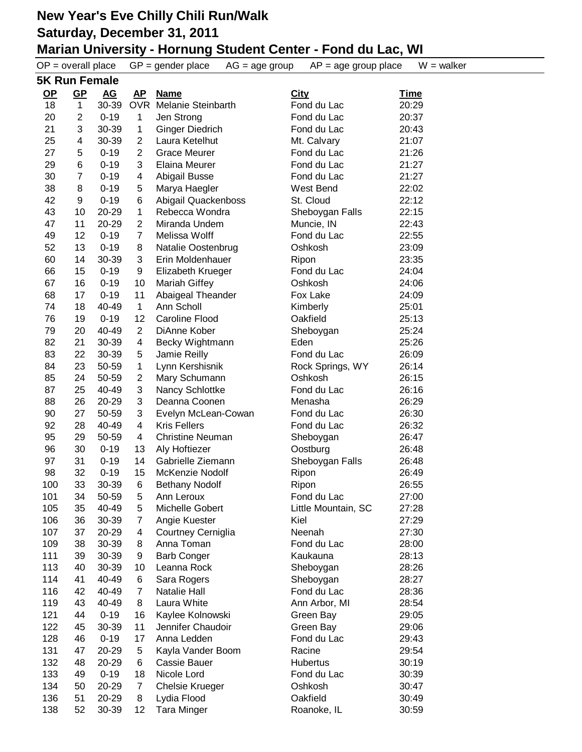# New Year's Eve Chilly Chili Run/Walk
## Saturday, December 31, 2011
## Marian University - Hornung Student Center - Fond du Lac, WI

OP = overall place GP = gender place AG = age group AP = age group place W = walker

### 5K Run Female

| OP | GP | AG | AP | Name | City | Time |
|---|---|---|---|---|---|---|
| 18 | 1 | 30-39 | OVR | Melanie Steinbarth | Fond du Lac | 20:29 |
| 20 | 2 | 0-19 | 1 | Jen Strong | Fond du Lac | 20:37 |
| 21 | 3 | 30-39 | 1 | Ginger Diedrich | Fond du Lac | 20:43 |
| 25 | 4 | 30-39 | 2 | Laura Ketelhut | Mt. Calvary | 21:07 |
| 27 | 5 | 0-19 | 2 | Grace Meurer | Fond du Lac | 21:26 |
| 29 | 6 | 0-19 | 3 | Elaina Meurer | Fond du Lac | 21:27 |
| 30 | 7 | 0-19 | 4 | Abigail Busse | Fond du Lac | 21:27 |
| 38 | 8 | 0-19 | 5 | Marya Haegler | West Bend | 22:02 |
| 42 | 9 | 0-19 | 6 | Abigail Quackenboss | St. Cloud | 22:12 |
| 43 | 10 | 20-29 | 1 | Rebecca Wondra | Sheboygan Falls | 22:15 |
| 47 | 11 | 20-29 | 2 | Miranda Undem | Muncie, IN | 22:43 |
| 49 | 12 | 0-19 | 7 | Melissa Wolff | Fond du Lac | 22:55 |
| 52 | 13 | 0-19 | 8 | Natalie Oostenbrug | Oshkosh | 23:09 |
| 60 | 14 | 30-39 | 3 | Erin Moldenhauer | Ripon | 23:35 |
| 66 | 15 | 0-19 | 9 | Elizabeth Krueger | Fond du Lac | 24:04 |
| 67 | 16 | 0-19 | 10 | Mariah Giffey | Oshkosh | 24:06 |
| 68 | 17 | 0-19 | 11 | Abaigeal Theander | Fox Lake | 24:09 |
| 74 | 18 | 40-49 | 1 | Ann Scholl | Kimberly | 25:01 |
| 76 | 19 | 0-19 | 12 | Caroline Flood | Oakfield | 25:13 |
| 79 | 20 | 40-49 | 2 | DiAnne Kober | Sheboygan | 25:24 |
| 82 | 21 | 30-39 | 4 | Becky Wightmann | Eden | 25:26 |
| 83 | 22 | 30-39 | 5 | Jamie Reilly | Fond du Lac | 26:09 |
| 84 | 23 | 50-59 | 1 | Lynn Kershisnik | Rock Springs, WY | 26:14 |
| 85 | 24 | 50-59 | 2 | Mary Schumann | Oshkosh | 26:15 |
| 87 | 25 | 40-49 | 3 | Nancy Schlottke | Fond du Lac | 26:16 |
| 88 | 26 | 20-29 | 3 | Deanna Coonen | Menasha | 26:29 |
| 90 | 27 | 50-59 | 3 | Evelyn McLean-Cowan | Fond du Lac | 26:30 |
| 92 | 28 | 40-49 | 4 | Kris Fellers | Fond du Lac | 26:32 |
| 95 | 29 | 50-59 | 4 | Christine Neuman | Sheboygan | 26:47 |
| 96 | 30 | 0-19 | 13 | Aly Hoftiezer | Oostburg | 26:48 |
| 97 | 31 | 0-19 | 14 | Gabrielle Ziemann | Sheboygan Falls | 26:48 |
| 98 | 32 | 0-19 | 15 | McKenzie Nodolf | Ripon | 26:49 |
| 100 | 33 | 30-39 | 6 | Bethany Nodolf | Ripon | 26:55 |
| 101 | 34 | 50-59 | 5 | Ann Leroux | Fond du Lac | 27:00 |
| 105 | 35 | 40-49 | 5 | Michelle Gobert | Little Mountain, SC | 27:28 |
| 106 | 36 | 30-39 | 7 | Angie Kuester | Kiel | 27:29 |
| 107 | 37 | 20-29 | 4 | Courtney Cerniglia | Neenah | 27:30 |
| 109 | 38 | 30-39 | 8 | Anna Toman | Fond du Lac | 28:00 |
| 111 | 39 | 30-39 | 9 | Barb Conger | Kaukauna | 28:13 |
| 113 | 40 | 30-39 | 10 | Leanna Rock | Sheboygan | 28:26 |
| 114 | 41 | 40-49 | 6 | Sara Rogers | Sheboygan | 28:27 |
| 116 | 42 | 40-49 | 7 | Natalie Hall | Fond du Lac | 28:36 |
| 119 | 43 | 40-49 | 8 | Laura White | Ann Arbor, MI | 28:54 |
| 121 | 44 | 0-19 | 16 | Kaylee Kolnowski | Green Bay | 29:05 |
| 122 | 45 | 30-39 | 11 | Jennifer Chaudoir | Green Bay | 29:06 |
| 128 | 46 | 0-19 | 17 | Anna Ledden | Fond du Lac | 29:43 |
| 131 | 47 | 20-29 | 5 | Kayla Vander Boom | Racine | 29:54 |
| 132 | 48 | 20-29 | 6 | Cassie Bauer | Hubertus | 30:19 |
| 133 | 49 | 0-19 | 18 | Nicole Lord | Fond du Lac | 30:39 |
| 134 | 50 | 20-29 | 7 | Chelsie Krueger | Oshkosh | 30:47 |
| 136 | 51 | 20-29 | 8 | Lydia Flood | Oakfield | 30:49 |
| 138 | 52 | 30-39 | 12 | Tara Minger | Roanoke, IL | 30:59 |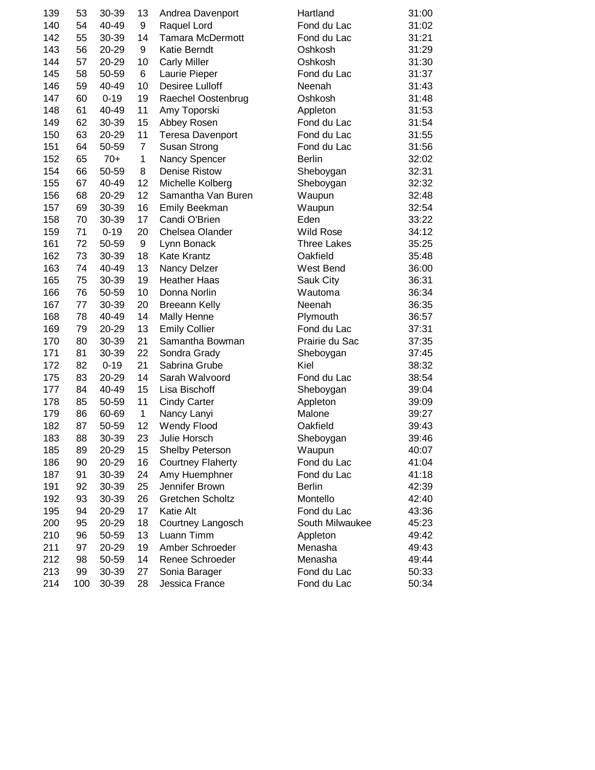| | | | | | | |
|---|---|---|---|---|---|---|
| 139 | 53 | 30-39 | 13 | Andrea Davenport | Hartland | 31:00 |
| 140 | 54 | 40-49 | 9 | Raquel Lord | Fond du Lac | 31:02 |
| 142 | 55 | 30-39 | 14 | Tamara McDermott | Fond du Lac | 31:21 |
| 143 | 56 | 20-29 | 9 | Katie Berndt | Oshkosh | 31:29 |
| 144 | 57 | 20-29 | 10 | Carly Miller | Oshkosh | 31:30 |
| 145 | 58 | 50-59 | 6 | Laurie Pieper | Fond du Lac | 31:37 |
| 146 | 59 | 40-49 | 10 | Desiree Lulloff | Neenah | 31:43 |
| 147 | 60 | 0-19 | 19 | Raechel Oostenbrug | Oshkosh | 31:48 |
| 148 | 61 | 40-49 | 11 | Amy Toporski | Appleton | 31:53 |
| 149 | 62 | 30-39 | 15 | Abbey Rosen | Fond du Lac | 31:54 |
| 150 | 63 | 20-29 | 11 | Teresa Davenport | Fond du Lac | 31:55 |
| 151 | 64 | 50-59 | 7 | Susan Strong | Fond du Lac | 31:56 |
| 152 | 65 | 70+ | 1 | Nancy Spencer | Berlin | 32:02 |
| 154 | 66 | 50-59 | 8 | Denise Ristow | Sheboygan | 32:31 |
| 155 | 67 | 40-49 | 12 | Michelle Kolberg | Sheboygan | 32:32 |
| 156 | 68 | 20-29 | 12 | Samantha Van Buren | Waupun | 32:48 |
| 157 | 69 | 30-39 | 16 | Emily Beekman | Waupun | 32:54 |
| 158 | 70 | 30-39 | 17 | Candi O'Brien | Eden | 33:22 |
| 159 | 71 | 0-19 | 20 | Chelsea Olander | Wild Rose | 34:12 |
| 161 | 72 | 50-59 | 9 | Lynn Bonack | Three Lakes | 35:25 |
| 162 | 73 | 30-39 | 18 | Kate Krantz | Oakfield | 35:48 |
| 163 | 74 | 40-49 | 13 | Nancy Delzer | West Bend | 36:00 |
| 165 | 75 | 30-39 | 19 | Heather Haas | Sauk City | 36:31 |
| 166 | 76 | 50-59 | 10 | Donna Norlin | Wautoma | 36:34 |
| 167 | 77 | 30-39 | 20 | Breeann Kelly | Neenah | 36:35 |
| 168 | 78 | 40-49 | 14 | Mally Henne | Plymouth | 36:57 |
| 169 | 79 | 20-29 | 13 | Emily Collier | Fond du Lac | 37:31 |
| 170 | 80 | 30-39 | 21 | Samantha Bowman | Prairie du Sac | 37:35 |
| 171 | 81 | 30-39 | 22 | Sondra Grady | Sheboygan | 37:45 |
| 172 | 82 | 0-19 | 21 | Sabrina Grube | Kiel | 38:32 |
| 175 | 83 | 20-29 | 14 | Sarah Walvoord | Fond du Lac | 38:54 |
| 177 | 84 | 40-49 | 15 | Lisa Bischoff | Sheboygan | 39:04 |
| 178 | 85 | 50-59 | 11 | Cindy Carter | Appleton | 39:09 |
| 179 | 86 | 60-69 | 1 | Nancy Lanyi | Malone | 39:27 |
| 182 | 87 | 50-59 | 12 | Wendy Flood | Oakfield | 39:43 |
| 183 | 88 | 30-39 | 23 | Julie Horsch | Sheboygan | 39:46 |
| 185 | 89 | 20-29 | 15 | Shelby Peterson | Waupun | 40:07 |
| 186 | 90 | 20-29 | 16 | Courtney Flaherty | Fond du Lac | 41:04 |
| 187 | 91 | 30-39 | 24 | Amy Huemphner | Fond du Lac | 41:18 |
| 191 | 92 | 30-39 | 25 | Jennifer Brown | Berlin | 42:39 |
| 192 | 93 | 30-39 | 26 | Gretchen Scholtz | Montello | 42:40 |
| 195 | 94 | 20-29 | 17 | Katie Alt | Fond du Lac | 43:36 |
| 200 | 95 | 20-29 | 18 | Courtney Langosch | South Milwaukee | 45:23 |
| 210 | 96 | 50-59 | 13 | Luann Timm | Appleton | 49:42 |
| 211 | 97 | 20-29 | 19 | Amber Schroeder | Menasha | 49:43 |
| 212 | 98 | 50-59 | 14 | Renee Schroeder | Menasha | 49:44 |
| 213 | 99 | 30-39 | 27 | Sonia Barager | Fond du Lac | 50:33 |
| 214 | 100 | 30-39 | 28 | Jessica France | Fond du Lac | 50:34 |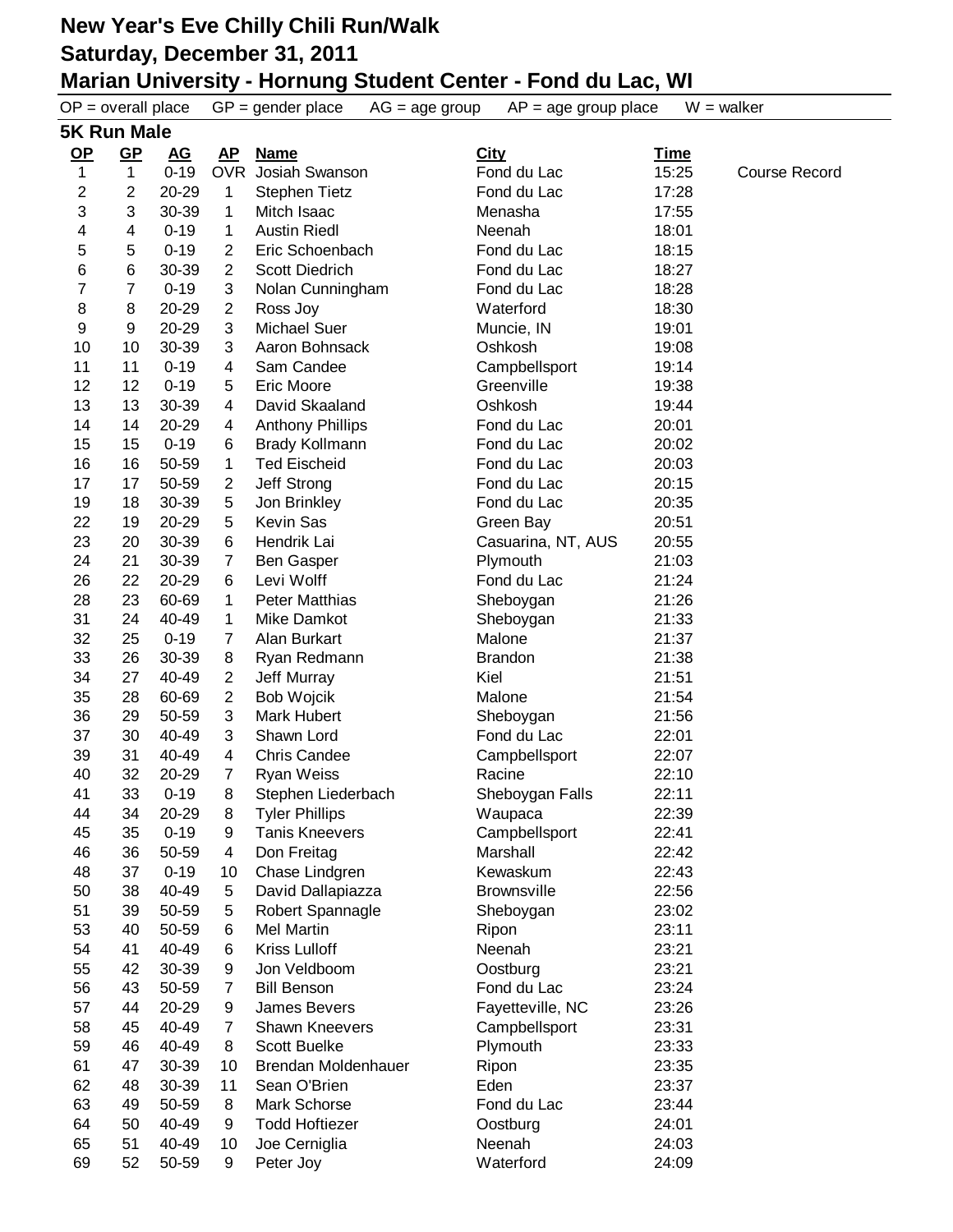# New Year's Eve Chilly Chili Run/Walk
## Saturday, December 31, 2011
## Marian University - Hornung Student Center - Fond du Lac, WI

OP = overall place GP = gender place AG = age group AP = age group place W = walker

### 5K Run Male

| OP | GP | AG | AP | Name | City | Time | |
|---|---|---|---|---|---|---|---|
| 1 | 1 | 0-19 | OVR | Josiah Swanson | Fond du Lac | 15:25 | Course Record |
| 2 | 2 | 20-29 | 1 | Stephen Tietz | Fond du Lac | 17:28 | |
| 3 | 3 | 30-39 | 1 | Mitch Isaac | Menasha | 17:55 | |
| 4 | 4 | 0-19 | 1 | Austin Riedl | Neenah | 18:01 | |
| 5 | 5 | 0-19 | 2 | Eric Schoenbach | Fond du Lac | 18:15 | |
| 6 | 6 | 30-39 | 2 | Scott Diedrich | Fond du Lac | 18:27 | |
| 7 | 7 | 0-19 | 3 | Nolan Cunningham | Fond du Lac | 18:28 | |
| 8 | 8 | 20-29 | 2 | Ross Joy | Waterford | 18:30 | |
| 9 | 9 | 20-29 | 3 | Michael Suer | Muncie, IN | 19:01 | |
| 10 | 10 | 30-39 | 3 | Aaron Bohnsack | Oshkosh | 19:08 | |
| 11 | 11 | 0-19 | 4 | Sam Candee | Campbellsport | 19:14 | |
| 12 | 12 | 0-19 | 5 | Eric Moore | Greenville | 19:38 | |
| 13 | 13 | 30-39 | 4 | David Skaaland | Oshkosh | 19:44 | |
| 14 | 14 | 20-29 | 4 | Anthony Phillips | Fond du Lac | 20:01 | |
| 15 | 15 | 0-19 | 6 | Brady Kollmann | Fond du Lac | 20:02 | |
| 16 | 16 | 50-59 | 1 | Ted Eischeid | Fond du Lac | 20:03 | |
| 17 | 17 | 50-59 | 2 | Jeff Strong | Fond du Lac | 20:15 | |
| 19 | 18 | 30-39 | 5 | Jon Brinkley | Fond du Lac | 20:35 | |
| 22 | 19 | 20-29 | 5 | Kevin Sas | Green Bay | 20:51 | |
| 23 | 20 | 30-39 | 6 | Hendrik Lai | Casuarina, NT, AUS | 20:55 | |
| 24 | 21 | 30-39 | 7 | Ben Gasper | Plymouth | 21:03 | |
| 26 | 22 | 20-29 | 6 | Levi Wolff | Fond du Lac | 21:24 | |
| 28 | 23 | 60-69 | 1 | Peter Matthias | Sheboygan | 21:26 | |
| 31 | 24 | 40-49 | 1 | Mike Damkot | Sheboygan | 21:33 | |
| 32 | 25 | 0-19 | 7 | Alan Burkart | Malone | 21:37 | |
| 33 | 26 | 30-39 | 8 | Ryan Redmann | Brandon | 21:38 | |
| 34 | 27 | 40-49 | 2 | Jeff Murray | Kiel | 21:51 | |
| 35 | 28 | 60-69 | 2 | Bob Wojcik | Malone | 21:54 | |
| 36 | 29 | 50-59 | 3 | Mark Hubert | Sheboygan | 21:56 | |
| 37 | 30 | 40-49 | 3 | Shawn Lord | Fond du Lac | 22:01 | |
| 39 | 31 | 40-49 | 4 | Chris Candee | Campbellsport | 22:07 | |
| 40 | 32 | 20-29 | 7 | Ryan Weiss | Racine | 22:10 | |
| 41 | 33 | 0-19 | 8 | Stephen Liederbach | Sheboygan Falls | 22:11 | |
| 44 | 34 | 20-29 | 8 | Tyler Phillips | Waupaca | 22:39 | |
| 45 | 35 | 0-19 | 9 | Tanis Kneevers | Campbellsport | 22:41 | |
| 46 | 36 | 50-59 | 4 | Don Freitag | Marshall | 22:42 | |
| 48 | 37 | 0-19 | 10 | Chase Lindgren | Kewaskum | 22:43 | |
| 50 | 38 | 40-49 | 5 | David Dallapiazza | Brownsville | 22:56 | |
| 51 | 39 | 50-59 | 5 | Robert Spannagle | Sheboygan | 23:02 | |
| 53 | 40 | 50-59 | 6 | Mel Martin | Ripon | 23:11 | |
| 54 | 41 | 40-49 | 6 | Kriss Lulloff | Neenah | 23:21 | |
| 55 | 42 | 30-39 | 9 | Jon Veldboom | Oostburg | 23:21 | |
| 56 | 43 | 50-59 | 7 | Bill Benson | Fond du Lac | 23:24 | |
| 57 | 44 | 20-29 | 9 | James Bevers | Fayetteville, NC | 23:26 | |
| 58 | 45 | 40-49 | 7 | Shawn Kneevers | Campbellsport | 23:31 | |
| 59 | 46 | 40-49 | 8 | Scott Buelke | Plymouth | 23:33 | |
| 61 | 47 | 30-39 | 10 | Brendan Moldenhauer | Ripon | 23:35 | |
| 62 | 48 | 30-39 | 11 | Sean O'Brien | Eden | 23:37 | |
| 63 | 49 | 50-59 | 8 | Mark Schorse | Fond du Lac | 23:44 | |
| 64 | 50 | 40-49 | 9 | Todd Hoftiezer | Oostburg | 24:01 | |
| 65 | 51 | 40-49 | 10 | Joe Cerniglia | Neenah | 24:03 | |
| 69 | 52 | 50-59 | 9 | Peter Joy | Waterford | 24:09 | |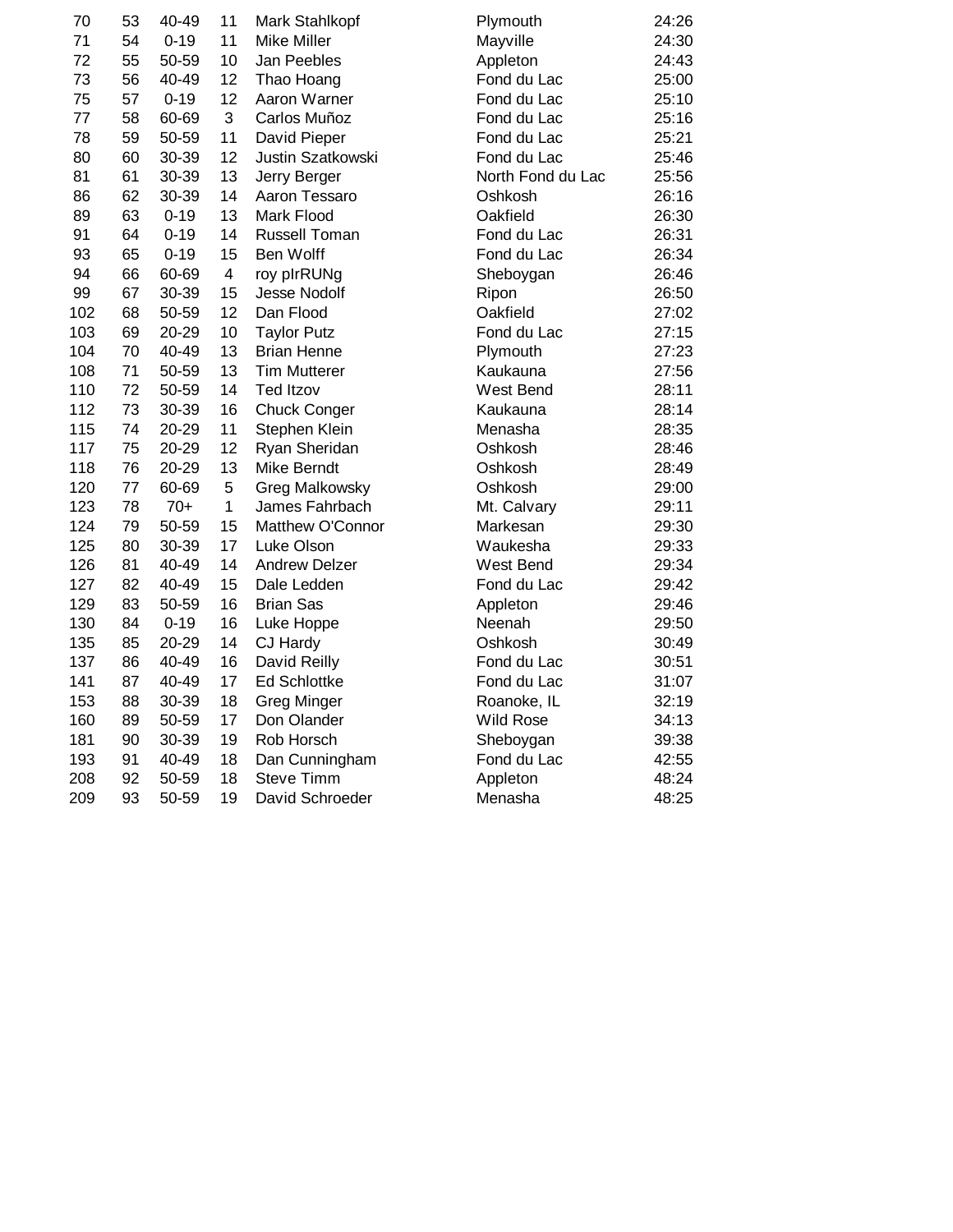| | | | | | | |
|---|---|---|---|---|---|---|
| 70 | 53 | 40-49 | 11 | Mark Stahlkopf | Plymouth | 24:26 |
| 71 | 54 | 0-19 | 11 | Mike Miller | Mayville | 24:30 |
| 72 | 55 | 50-59 | 10 | Jan Peebles | Appleton | 24:43 |
| 73 | 56 | 40-49 | 12 | Thao Hoang | Fond du Lac | 25:00 |
| 75 | 57 | 0-19 | 12 | Aaron Warner | Fond du Lac | 25:10 |
| 77 | 58 | 60-69 | 3 | Carlos Muñoz | Fond du Lac | 25:16 |
| 78 | 59 | 50-59 | 11 | David Pieper | Fond du Lac | 25:21 |
| 80 | 60 | 30-39 | 12 | Justin Szatkowski | Fond du Lac | 25:46 |
| 81 | 61 | 30-39 | 13 | Jerry Berger | North Fond du Lac | 25:56 |
| 86 | 62 | 30-39 | 14 | Aaron Tessaro | Oshkosh | 26:16 |
| 89 | 63 | 0-19 | 13 | Mark Flood | Oakfield | 26:30 |
| 91 | 64 | 0-19 | 14 | Russell Toman | Fond du Lac | 26:31 |
| 93 | 65 | 0-19 | 15 | Ben Wolff | Fond du Lac | 26:34 |
| 94 | 66 | 60-69 | 4 | roy pIrRUNg | Sheboygan | 26:46 |
| 99 | 67 | 30-39 | 15 | Jesse Nodolf | Ripon | 26:50 |
| 102 | 68 | 50-59 | 12 | Dan Flood | Oakfield | 27:02 |
| 103 | 69 | 20-29 | 10 | Taylor Putz | Fond du Lac | 27:15 |
| 104 | 70 | 40-49 | 13 | Brian Henne | Plymouth | 27:23 |
| 108 | 71 | 50-59 | 13 | Tim Mutterer | Kaukauna | 27:56 |
| 110 | 72 | 50-59 | 14 | Ted Itzov | West Bend | 28:11 |
| 112 | 73 | 30-39 | 16 | Chuck Conger | Kaukauna | 28:14 |
| 115 | 74 | 20-29 | 11 | Stephen Klein | Menasha | 28:35 |
| 117 | 75 | 20-29 | 12 | Ryan Sheridan | Oshkosh | 28:46 |
| 118 | 76 | 20-29 | 13 | Mike Berndt | Oshkosh | 28:49 |
| 120 | 77 | 60-69 | 5 | Greg Malkowsky | Oshkosh | 29:00 |
| 123 | 78 | 70+ | 1 | James Fahrbach | Mt. Calvary | 29:11 |
| 124 | 79 | 50-59 | 15 | Matthew O'Connor | Markesan | 29:30 |
| 125 | 80 | 30-39 | 17 | Luke Olson | Waukesha | 29:33 |
| 126 | 81 | 40-49 | 14 | Andrew Delzer | West Bend | 29:34 |
| 127 | 82 | 40-49 | 15 | Dale Ledden | Fond du Lac | 29:42 |
| 129 | 83 | 50-59 | 16 | Brian Sas | Appleton | 29:46 |
| 130 | 84 | 0-19 | 16 | Luke Hoppe | Neenah | 29:50 |
| 135 | 85 | 20-29 | 14 | CJ Hardy | Oshkosh | 30:49 |
| 137 | 86 | 40-49 | 16 | David Reilly | Fond du Lac | 30:51 |
| 141 | 87 | 40-49 | 17 | Ed Schlottke | Fond du Lac | 31:07 |
| 153 | 88 | 30-39 | 18 | Greg Minger | Roanoke, IL | 32:19 |
| 160 | 89 | 50-59 | 17 | Don Olander | Wild Rose | 34:13 |
| 181 | 90 | 30-39 | 19 | Rob Horsch | Sheboygan | 39:38 |
| 193 | 91 | 40-49 | 18 | Dan Cunningham | Fond du Lac | 42:55 |
| 208 | 92 | 50-59 | 18 | Steve Timm | Appleton | 48:24 |
| 209 | 93 | 50-59 | 19 | David Schroeder | Menasha | 48:25 |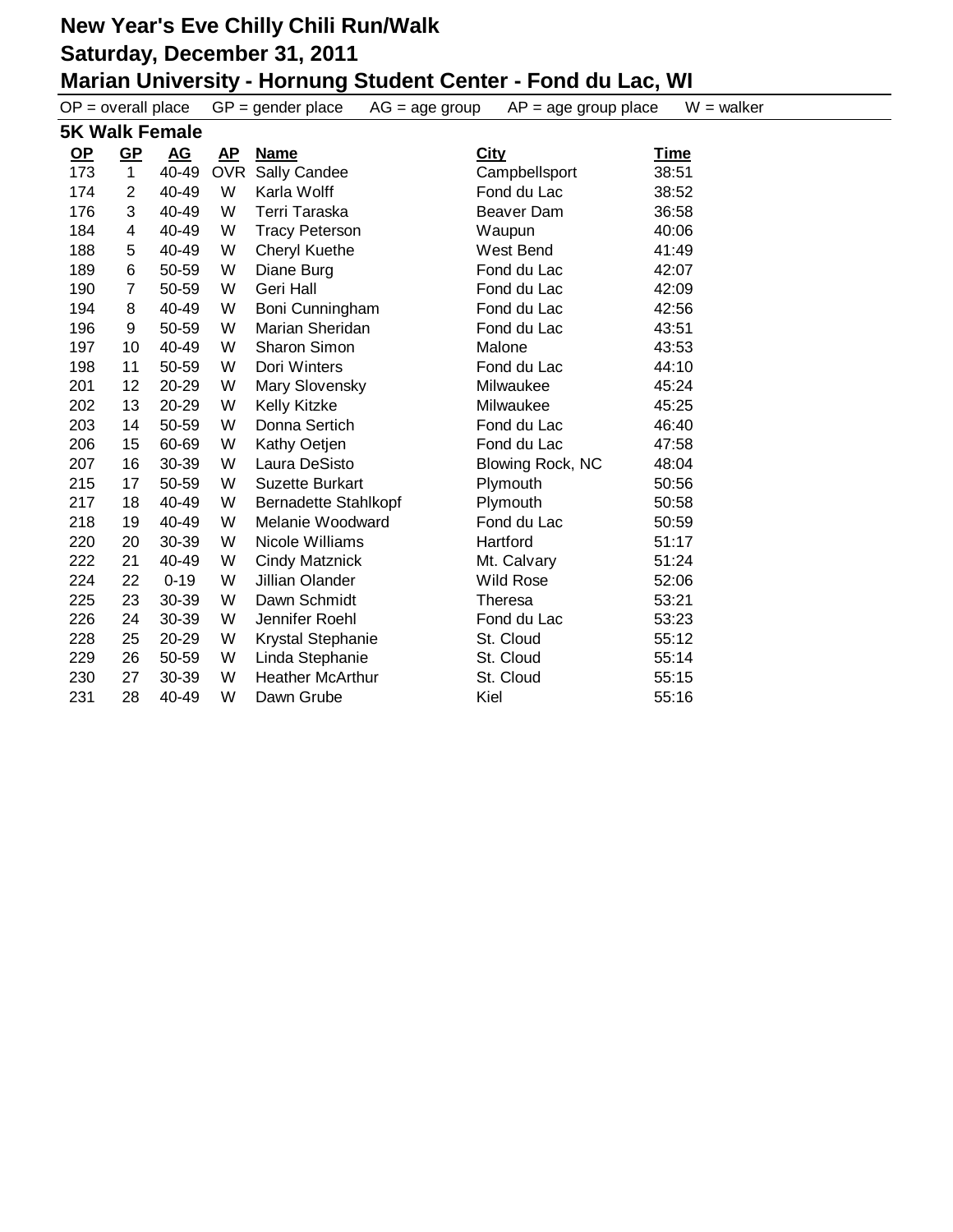# New Year's Eve Chilly Chili Run/Walk
## Saturday, December 31, 2011
## Marian University - Hornung Student Center - Fond du Lac, WI

OP = overall place GP = gender place AG = age group AP = age group place W = walker

### 5K Walk Female

| OP | GP | AG | AP | Name | City | Time |
|---|---|---|---|---|---|---|
| 173 | 1 | 40-49 | OVR | Sally Candee | Campbellsport | 38:51 |
| 174 | 2 | 40-49 | W | Karla Wolff | Fond du Lac | 38:52 |
| 176 | 3 | 40-49 | W | Terri Taraska | Beaver Dam | 36:58 |
| 184 | 4 | 40-49 | W | Tracy Peterson | Waupun | 40:06 |
| 188 | 5 | 40-49 | W | Cheryl Kuethe | West Bend | 41:49 |
| 189 | 6 | 50-59 | W | Diane Burg | Fond du Lac | 42:07 |
| 190 | 7 | 50-59 | W | Geri Hall | Fond du Lac | 42:09 |
| 194 | 8 | 40-49 | W | Boni Cunningham | Fond du Lac | 42:56 |
| 196 | 9 | 50-59 | W | Marian Sheridan | Fond du Lac | 43:51 |
| 197 | 10 | 40-49 | W | Sharon Simon | Malone | 43:53 |
| 198 | 11 | 50-59 | W | Dori Winters | Fond du Lac | 44:10 |
| 201 | 12 | 20-29 | W | Mary Slovensky | Milwaukee | 45:24 |
| 202 | 13 | 20-29 | W | Kelly Kitzke | Milwaukee | 45:25 |
| 203 | 14 | 50-59 | W | Donna Sertich | Fond du Lac | 46:40 |
| 206 | 15 | 60-69 | W | Kathy Oetjen | Fond du Lac | 47:58 |
| 207 | 16 | 30-39 | W | Laura DeSisto | Blowing Rock, NC | 48:04 |
| 215 | 17 | 50-59 | W | Suzette Burkart | Plymouth | 50:56 |
| 217 | 18 | 40-49 | W | Bernadette Stahlkopf | Plymouth | 50:58 |
| 218 | 19 | 40-49 | W | Melanie Woodward | Fond du Lac | 50:59 |
| 220 | 20 | 30-39 | W | Nicole Williams | Hartford | 51:17 |
| 222 | 21 | 40-49 | W | Cindy Matznick | Mt. Calvary | 51:24 |
| 224 | 22 | 0-19 | W | Jillian Olander | Wild Rose | 52:06 |
| 225 | 23 | 30-39 | W | Dawn Schmidt | Theresa | 53:21 |
| 226 | 24 | 30-39 | W | Jennifer Roehl | Fond du Lac | 53:23 |
| 228 | 25 | 20-29 | W | Krystal Stephanie | St. Cloud | 55:12 |
| 229 | 26 | 50-59 | W | Linda Stephanie | St. Cloud | 55:14 |
| 230 | 27 | 30-39 | W | Heather McArthur | St. Cloud | 55:15 |
| 231 | 28 | 40-49 | W | Dawn Grube | Kiel | 55:16 |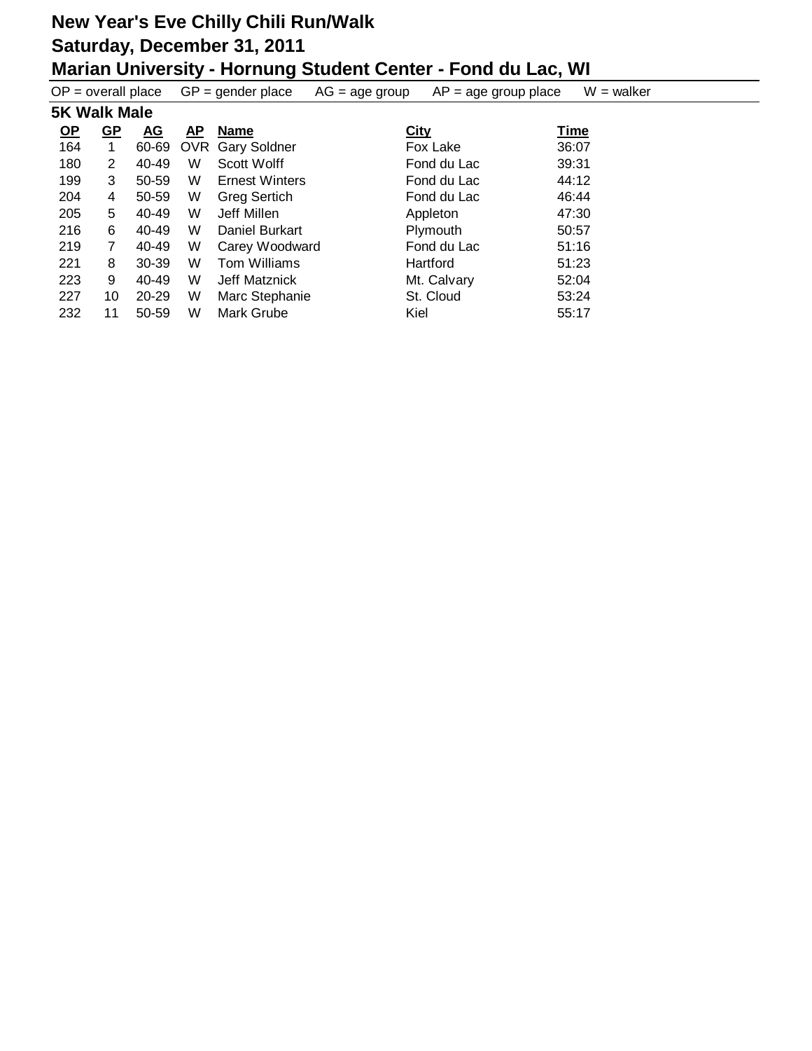# New Year's Eve Chilly Chili Run/Walk
## Saturday, December 31, 2011
## Marian University - Hornung Student Center - Fond du Lac, WI

OP = overall place GP = gender place AG = age group AP = age group place W = walker

### 5K Walk Male

| OP | GP | AG | AP | Name | City | Time |
|---|---|---|---|---|---|---|
| 164 | 1 | 60-69 | OVR | Gary Soldner | Fox Lake | 36:07 |
| 180 | 2 | 40-49 | W | Scott Wolff | Fond du Lac | 39:31 |
| 199 | 3 | 50-59 | W | Ernest Winters | Fond du Lac | 44:12 |
| 204 | 4 | 50-59 | W | Greg Sertich | Fond du Lac | 46:44 |
| 205 | 5 | 40-49 | W | Jeff Millen | Appleton | 47:30 |
| 216 | 6 | 40-49 | W | Daniel Burkart | Plymouth | 50:57 |
| 219 | 7 | 40-49 | W | Carey Woodward | Fond du Lac | 51:16 |
| 221 | 8 | 30-39 | W | Tom Williams | Hartford | 51:23 |
| 223 | 9 | 40-49 | W | Jeff Matznick | Mt. Calvary | 52:04 |
| 227 | 10 | 20-29 | W | Marc Stephanie | St. Cloud | 53:24 |
| 232 | 11 | 50-59 | W | Mark Grube | Kiel | 55:17 |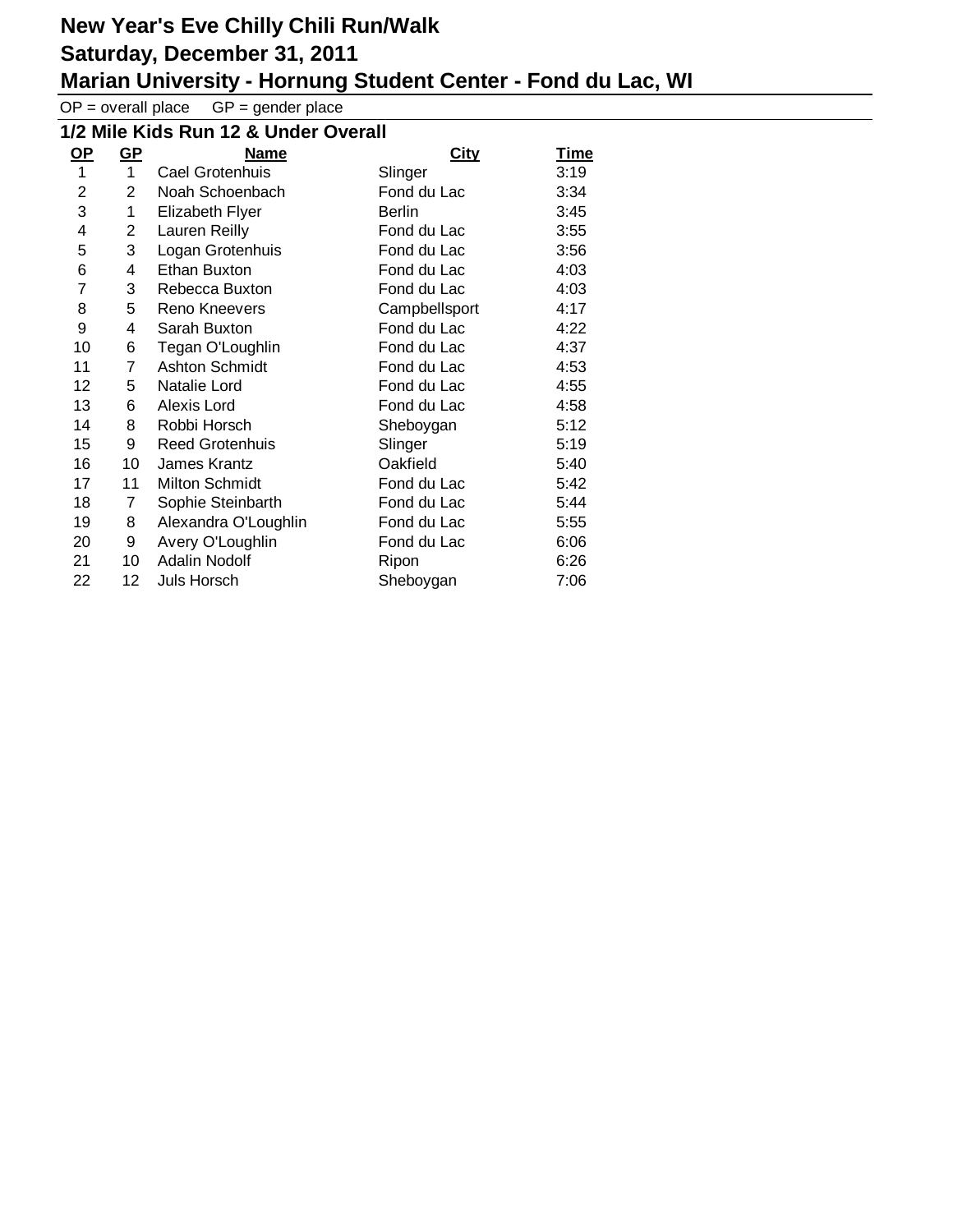# New Year's Eve Chilly Chili Run/Walk

## Saturday, December 31, 2011

## Marian University - Hornung Student Center - Fond du Lac, WI

OP = overall place GP = gender place

### 1/2 Mile Kids Run 12 & Under Overall

| OP | GP | Name | City | Time |
|---|---|---|---|---|
| 1 | 1 | Cael Grotenhuis | Slinger | 3:19 |
| 2 | 2 | Noah Schoenbach | Fond du Lac | 3:34 |
| 3 | 1 | Elizabeth Flyer | Berlin | 3:45 |
| 4 | 2 | Lauren Reilly | Fond du Lac | 3:55 |
| 5 | 3 | Logan Grotenhuis | Fond du Lac | 3:56 |
| 6 | 4 | Ethan Buxton | Fond du Lac | 4:03 |
| 7 | 3 | Rebecca Buxton | Fond du Lac | 4:03 |
| 8 | 5 | Reno Kneevers | Campbellsport | 4:17 |
| 9 | 4 | Sarah Buxton | Fond du Lac | 4:22 |
| 10 | 6 | Tegan O'Loughlin | Fond du Lac | 4:37 |
| 11 | 7 | Ashton Schmidt | Fond du Lac | 4:53 |
| 12 | 5 | Natalie Lord | Fond du Lac | 4:55 |
| 13 | 6 | Alexis Lord | Fond du Lac | 4:58 |
| 14 | 8 | Robbi Horsch | Sheboygan | 5:12 |
| 15 | 9 | Reed Grotenhuis | Slinger | 5:19 |
| 16 | 10 | James Krantz | Oakfield | 5:40 |
| 17 | 11 | Milton Schmidt | Fond du Lac | 5:42 |
| 18 | 7 | Sophie Steinbarth | Fond du Lac | 5:44 |
| 19 | 8 | Alexandra O'Loughlin | Fond du Lac | 5:55 |
| 20 | 9 | Avery O'Loughlin | Fond du Lac | 6:06 |
| 21 | 10 | Adalin Nodolf | Ripon | 6:26 |
| 22 | 12 | Juls Horsch | Sheboygan | 7:06 |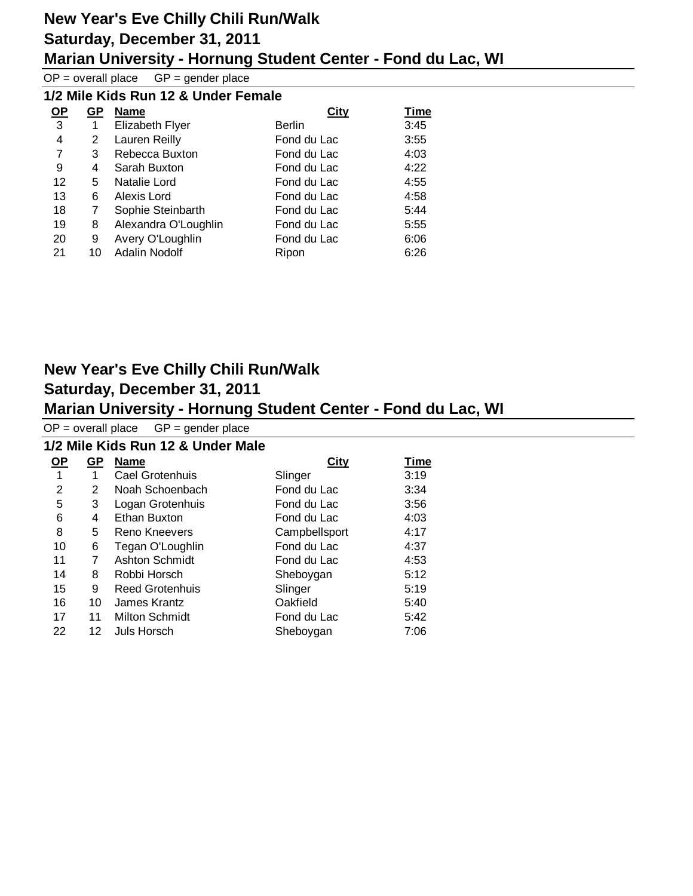# New Year's Eve Chilly Chili Run/Walk
## Saturday, December 31, 2011
## Marian University - Hornung Student Center - Fond du Lac, WI

OP = overall place GP = gender place

### 1/2 Mile Kids Run 12 & Under Female

| OP | GP | Name | City | Time |
|---|---|---|---|---|
| 3 | 1 | Elizabeth Flyer | Berlin | 3:45 |
| 4 | 2 | Lauren Reilly | Fond du Lac | 3:55 |
| 7 | 3 | Rebecca Buxton | Fond du Lac | 4:03 |
| 9 | 4 | Sarah Buxton | Fond du Lac | 4:22 |
| 12 | 5 | Natalie Lord | Fond du Lac | 4:55 |
| 13 | 6 | Alexis Lord | Fond du Lac | 4:58 |
| 18 | 7 | Sophie Steinbarth | Fond du Lac | 5:44 |
| 19 | 8 | Alexandra O'Loughlin | Fond du Lac | 5:55 |
| 20 | 9 | Avery O'Loughlin | Fond du Lac | 6:06 |
| 21 | 10 | Adalin Nodolf | Ripon | 6:26 |

# New Year's Eve Chilly Chili Run/Walk
## Saturday, December 31, 2011
## Marian University - Hornung Student Center - Fond du Lac, WI

OP = overall place GP = gender place

### 1/2 Mile Kids Run 12 & Under Male

| OP | GP | Name | City | Time |
|---|---|---|---|---|
| 1 | 1 | Cael Grotenhuis | Slinger | 3:19 |
| 2 | 2 | Noah Schoenbach | Fond du Lac | 3:34 |
| 5 | 3 | Logan Grotenhuis | Fond du Lac | 3:56 |
| 6 | 4 | Ethan Buxton | Fond du Lac | 4:03 |
| 8 | 5 | Reno Kneevers | Campbellsport | 4:17 |
| 10 | 6 | Tegan O'Loughlin | Fond du Lac | 4:37 |
| 11 | 7 | Ashton Schmidt | Fond du Lac | 4:53 |
| 14 | 8 | Robbi Horsch | Sheboygan | 5:12 |
| 15 | 9 | Reed Grotenhuis | Slinger | 5:19 |
| 16 | 10 | James Krantz | Oakfield | 5:40 |
| 17 | 11 | Milton Schmidt | Fond du Lac | 5:42 |
| 22 | 12 | Juls Horsch | Sheboygan | 7:06 |